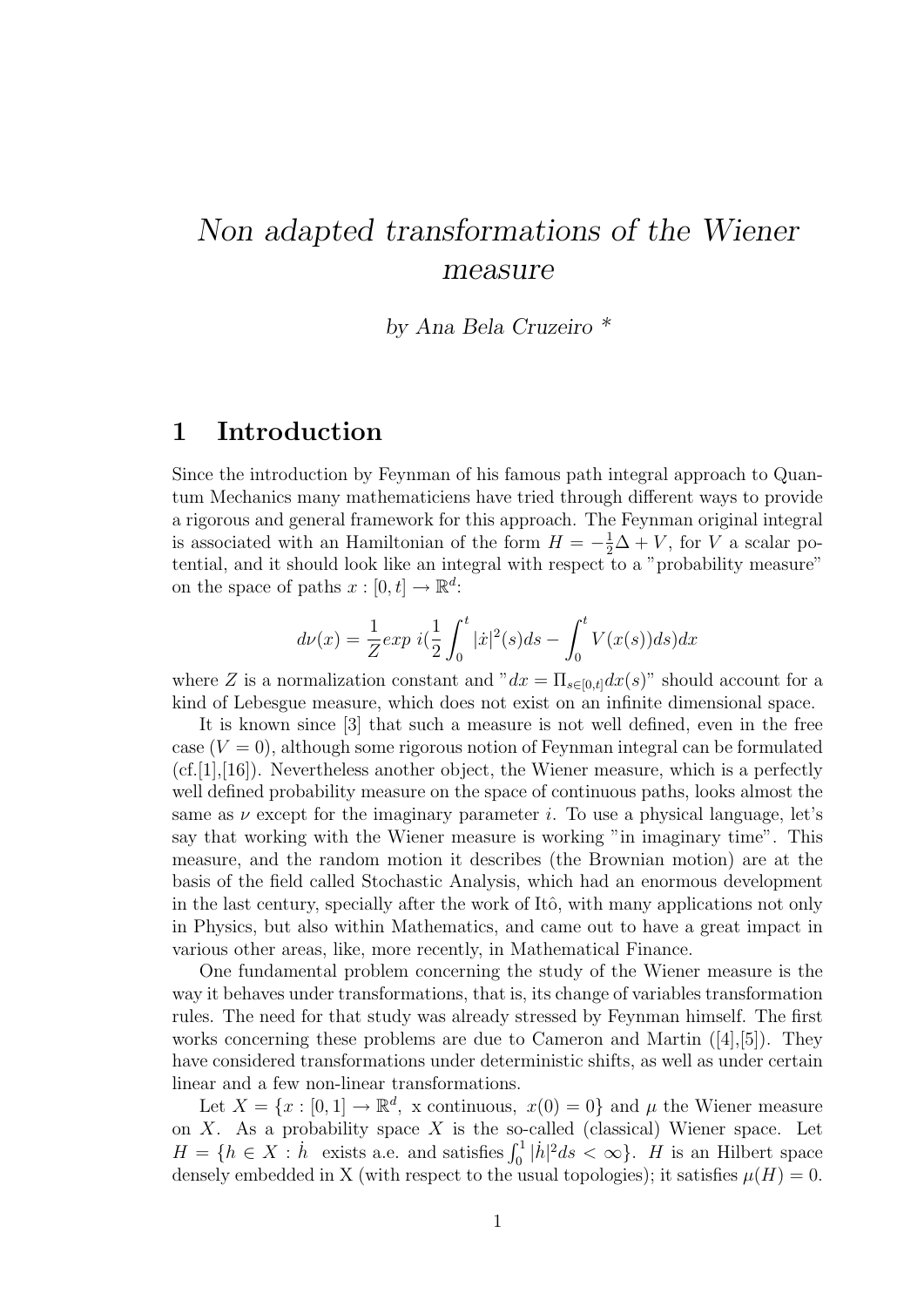# *Non adapted transformations of the Wiener measure*

*by Ana Bela Cruzeiro \**

## 1 Introduction

Since the introduction by Feynman of his famous path integral approach to Quantum Mechanics many mathematiciens have tried through different ways to provide a rigorous and general framework for this approach. The Feynman original integral is associated with an Hamiltonian of the form $H = -\frac{1}{2}\Delta + V$, for $V$ a scalar potential, and it should look like an integral with respect to a "probability measure" on the space of paths $x : [0, t] \to \mathbb{R}^d$:

$$d\nu(x) = \frac{1}{Z} exp\ i(\frac{1}{2}\int_0^t |\dot{x}|^2(s)ds - \int_0^t V(x(s))ds)dx$$

where $Z$ is a normalization constant and "$dx = \Pi_{s\in[0,t]}dx(s)$" should account for a kind of Lebesgue measure, which does not exist on an infinite dimensional space.

It is known since [3] that such a measure is not well defined, even in the free case ($V = 0$), although some rigorous notion of Feynman integral can be formulated (cf.[1],[16]). Nevertheless another object, the Wiener measure, which is a perfectly well defined probability measure on the space of continuous paths, looks almost the same as $\nu$ except for the imaginary parameter $i$. To use a physical language, let's say that working with the Wiener measure is working "in imaginary time". This measure, and the random motion it describes (the Brownian motion) are at the basis of the field called Stochastic Analysis, which had an enormous development in the last century, specially after the work of Itô, with many applications not only in Physics, but also within Mathematics, and came out to have a great impact in various other areas, like, more recently, in Mathematical Finance.

One fundamental problem concerning the study of the Wiener measure is the way it behaves under transformations, that is, its change of variables transformation rules. The need for that study was already stressed by Feynman himself. The first works concerning these problems are due to Cameron and Martin ([4],[5]). They have considered transformations under deterministic shifts, as well as under certain linear and a few non-linear transformations.

Let $X = \{x : [0, 1] \to \mathbb{R}^d,\ \text{x continuous},\ x(0) = 0\}$ and $\mu$ the Wiener measure on $X$. As a probability space $X$ is the so-called (classical) Wiener space. Let $H = \{h \in X : \dot{h}\ \text{ exists a.e. and satisfies} \int_0^1 |\dot{h}|^2 ds < \infty\}$. $H$ is an Hilbert space densely embedded in X (with respect to the usual topologies); it satisfies $\mu(H) = 0$.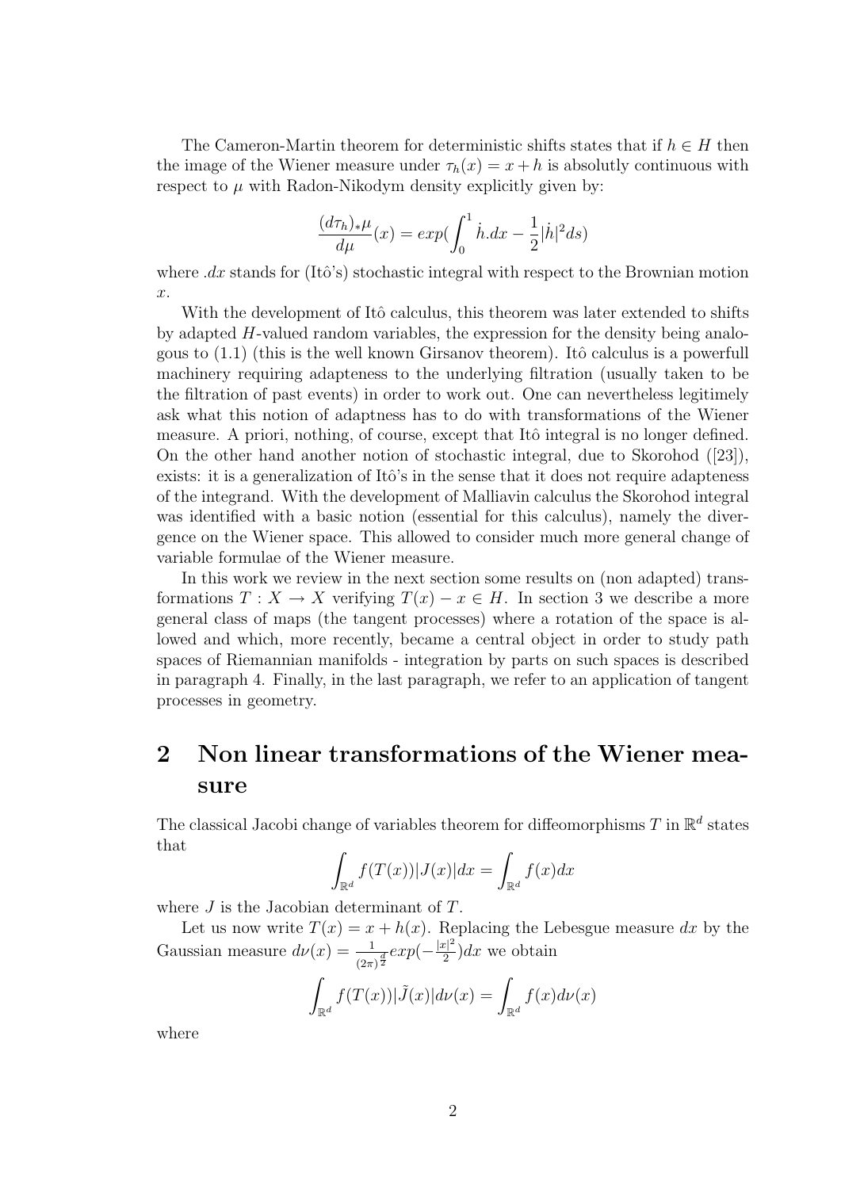The Cameron-Martin theorem for deterministic shifts states that if $h \in H$ then the image of the Wiener measure under $\tau_h(x) = x + h$ is absolutly continuous with respect to $\mu$ with Radon-Nikodym density explicitly given by:

$$\frac{(d\tau_h)_*\mu}{d\mu}(x) = exp(\int_0^1 \dot{h}.dx - \frac{1}{2}|\dot{h}|^2 ds)$$

where $.dx$ stands for (Itô's) stochastic integral with respect to the Brownian motion $x$.

With the development of Itô calculus, this theorem was later extended to shifts by adapted $H$-valued random variables, the expression for the density being analogous to (1.1) (this is the well known Girsanov theorem). Itô calculus is a powerfull machinery requiring adapteness to the underlying filtration (usually taken to be the filtration of past events) in order to work out. One can nevertheless legitimely ask what this notion of adaptness has to do with transformations of the Wiener measure. A priori, nothing, of course, except that Itô integral is no longer defined. On the other hand another notion of stochastic integral, due to Skorohod ([23]), exists: it is a generalization of Itô's in the sense that it does not require adapteness of the integrand. With the development of Malliavin calculus the Skorohod integral was identified with a basic notion (essential for this calculus), namely the divergence on the Wiener space. This allowed to consider much more general change of variable formulae of the Wiener measure.

In this work we review in the next section some results on (non adapted) transformations $T : X \to X$ verifying $T(x) - x \in H$. In section 3 we describe a more general class of maps (the tangent processes) where a rotation of the space is allowed and which, more recently, became a central object in order to study path spaces of Riemannian manifolds - integration by parts on such spaces is described in paragraph 4. Finally, in the last paragraph, we refer to an application of tangent processes in geometry.

## 2 Non linear transformations of the Wiener measure

The classical Jacobi change of variables theorem for diffeomorphisms $T$ in $\mathbb{R}^d$ states that

$$\int_{\mathbb{R}^d} f(T(x))|J(x)|dx = \int_{\mathbb{R}^d} f(x)dx$$

where $J$ is the Jacobian determinant of $T$.

Let us now write $T(x) = x + h(x)$. Replacing the Lebesgue measure $dx$ by the Gaussian measure $d\nu(x) = \frac{1}{(2\pi)^{\frac{d}{2}}} exp(-\frac{|x|^2}{2})dx$ we obtain

$$\int_{\mathbb{R}^d} f(T(x))|\tilde{J}(x)|d\nu(x) = \int_{\mathbb{R}^d} f(x)d\nu(x)$$

where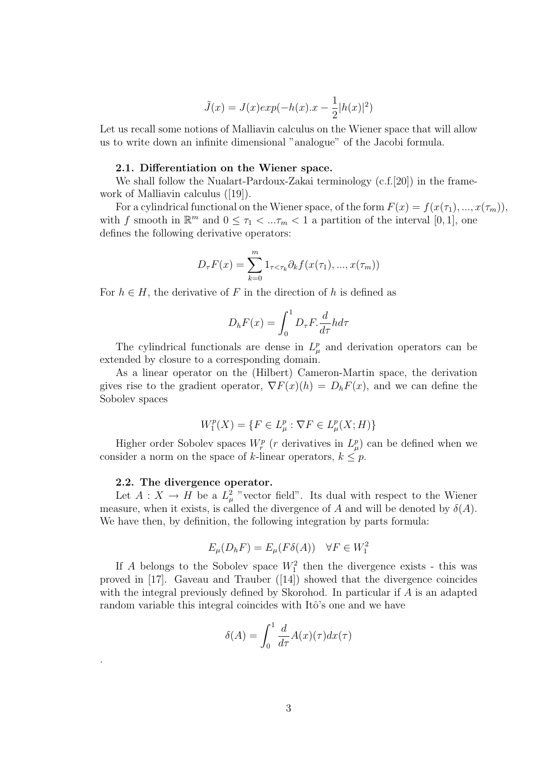$$\tilde{J}(x) = J(x)exp(-h(x).x - \frac{1}{2}|h(x)|^2)$$

Let us recall some notions of Malliavin calculus on the Wiener space that will allow us to write down an infinite dimensional "analogue" of the Jacobi formula.

### 2.1. Differentiation on the Wiener space.

We shall follow the Nualart-Pardoux-Zakai terminology (c.f.[20]) in the framework of Malliavin calculus ([19]).

For a cylindrical functional on the Wiener space, of the form $F(x) = f(x(\tau_1), ..., x(\tau_m))$, with $f$ smooth in $\mathbb{R}^m$ and $0 \leq \tau_1 < ...\tau_m < 1$ a partition of the interval $[0, 1]$, one defines the following derivative operators:

$$D_\tau F(x) = \sum_{k=0}^{m} 1_{\tau < \tau_k} \partial_k f(x(\tau_1), ..., x(\tau_m))$$

For $h \in H$, the derivative of $F$ in the direction of $h$ is defined as

$$D_h F(x) = \int_0^1 D_\tau F. \frac{d}{d\tau} h d\tau$$

The cylindrical functionals are dense in $L^p_\mu$ and derivation operators can be extended by closure to a corresponding domain.

As a linear operator on the (Hilbert) Cameron-Martin space, the derivation gives rise to the gradient operator, $\nabla F(x)(h) = D_h F(x)$, and we can define the Sobolev spaces

$$W^p_1(X) = \{F \in L^p_\mu : \nabla F \in L^p_\mu(X; H)\}$$

Higher order Sobolev spaces $W^p_r$ ($r$ derivatives in $L^p_\mu$) can be defined when we consider a norm on the space of $k$-linear operators, $k \leq p$.

### 2.2. The divergence operator.

Let $A : X \to H$ be a $L^2_\mu$ "vector field". Its dual with respect to the Wiener measure, when it exists, is called the divergence of $A$ and will be denoted by $\delta(A)$. We have then, by definition, the following integration by parts formula:

$$E_\mu(D_h F) = E_\mu(F \delta(A)) \quad \forall F \in W^2_1$$

If $A$ belongs to the Sobolev space $W^2_1$ then the divergence exists - this was proved in [17]. Gaveau and Trauber ([14]) showed that the divergence coincides with the integral previously defined by Skorohod. In particular if $A$ is an adapted random variable this integral coincides with Itô's one and we have

$$\delta(A) = \int_0^1 \frac{d}{d\tau} A(x)(\tau) dx(\tau)$$

.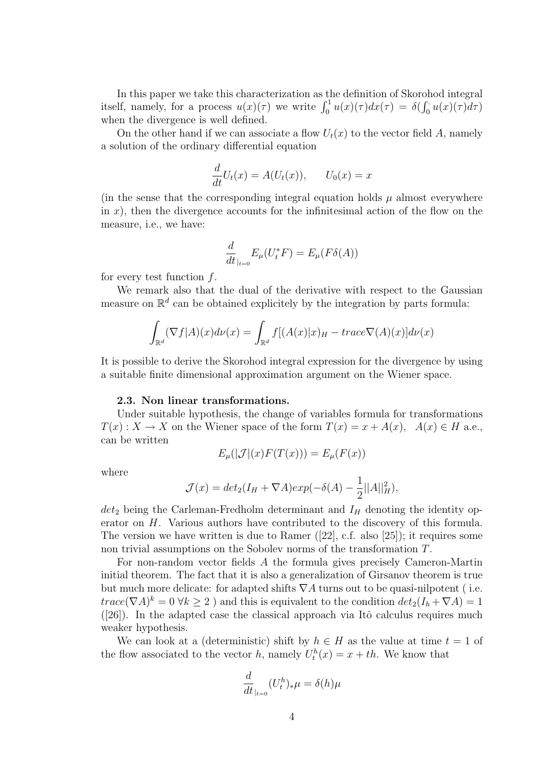In this paper we take this characterization as the definition of Skorohod integral itself, namely, for a process $u(x)(\tau)$ we write $\int_0^1 u(x)(\tau)dx(\tau) = \delta(\int_0^{\cdot} u(x)(\tau)d\tau)$ when the divergence is well defined.

On the other hand if we can associate a flow $U_t(x)$ to the vector field $A$, namely a solution of the ordinary differential equation

$$\frac{d}{dt}U_t(x) = A(U_t(x)), \qquad U_0(x) = x$$

(in the sense that the corresponding integral equation holds $\mu$ almost everywhere in $x$), then the divergence accounts for the infinitesimal action of the flow on the measure, i.e., we have:

$$\frac{d}{dt}_{|_{t=0}} E_\mu(U_t^* F) = E_\mu(F\delta(A))$$

for every test function $f$.

We remark also that the dual of the derivative with respect to the Gaussian measure on $\mathbb{R}^d$ can be obtained explicitely by the integration by parts formula:

$$\int_{\mathbb{R}^d} (\nabla f | A)(x) d\nu(x) = \int_{\mathbb{R}^d} f[(A(x)|x)_H - trace\nabla(A)(x)]d\nu(x)$$

It is possible to derive the Skorohod integral expression for the divergence by using a suitable finite dimensional approximation argument on the Wiener space.

**2.3. Non linear transformations.**

Under suitable hypothesis, the change of variables formula for transformations $T(x) : X \to X$ on the Wiener space of the form $T(x) = x + A(x), \quad A(x) \in H$ a.e., can be written

$$E_\mu(|\mathcal{J}|(x)F(T(x))) = E_\mu(F(x))$$

where

$$\mathcal{J}(x) = det_2(I_H + \nabla A)exp(-\delta(A) - \frac{1}{2}||A||_H^2),$$

$det_2$ being the Carleman-Fredholm determinant and $I_H$ denoting the identity operator on $H$. Various authors have contributed to the discovery of this formula. The version we have written is due to Ramer ([22], c.f. also [25]); it requires some non trivial assumptions on the Sobolev norms of the transformation $T$.

For non-random vector fields $A$ the formula gives precisely Cameron-Martin initial theorem. The fact that it is also a generalization of Girsanov theorem is true but much more delicate: for adapted shifts $\nabla A$ turns out to be quasi-nilpotent ( i.e. $trace(\nabla A)^k = 0 \; \forall k \geq 2$ ) and this is equivalent to the condition $det_2(I_h + \nabla A) = 1$ ([26]). In the adapted case the classical approach via Itô calculus requires much weaker hypothesis.

We can look at a (deterministic) shift by $h \in H$ as the value at time $t = 1$ of the flow associated to the vector $h$, namely $U_t^h(x) = x + th$. We know that

$$\frac{d}{dt}_{|_{t=0}} (U_t^h)_* \mu = \delta(h)\mu$$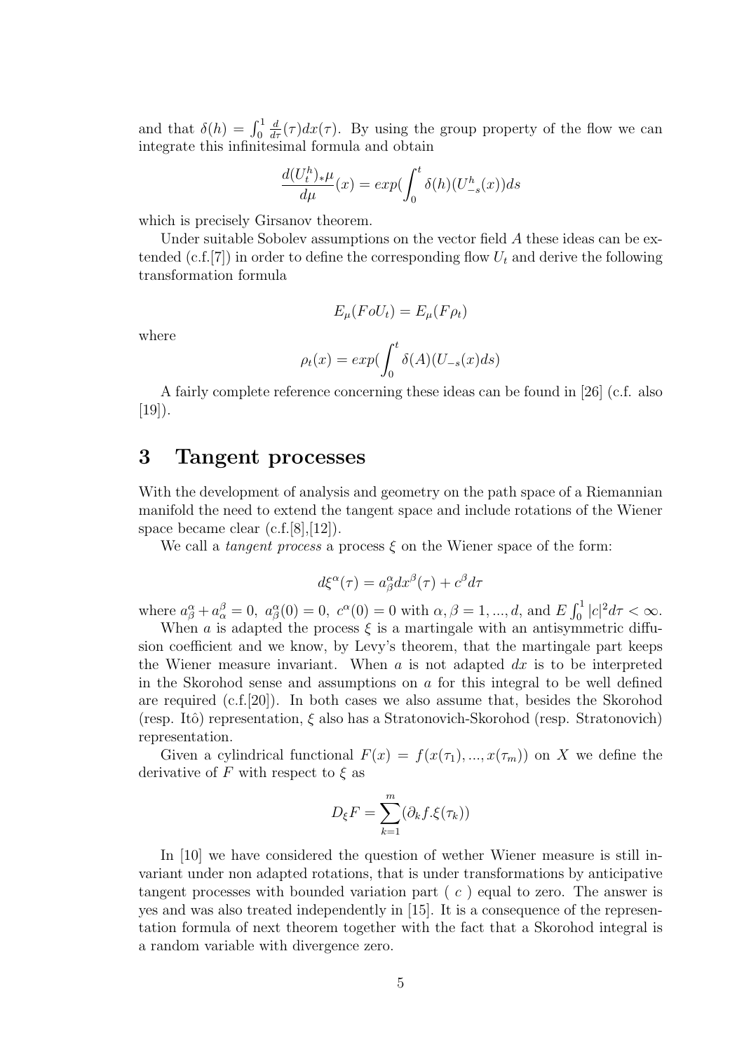and that $\delta(h) = \int_0^1 \frac{d}{d\tau}(\tau)dx(\tau)$. By using the group property of the flow we can integrate this infinitesimal formula and obtain

$$\frac{d(U_t^h)_*\mu}{d\mu}(x) = exp(\int_0^t \delta(h)(U_{-s}^h(x))ds$$

which is precisely Girsanov theorem.

Under suitable Sobolev assumptions on the vector field $A$ these ideas can be extended (c.f.[7]) in order to define the corresponding flow $U_t$ and derive the following transformation formula

$$E_\mu(FoU_t) = E_\mu(F\rho_t)$$

where

$$\rho_t(x) = exp(\int_0^t \delta(A)(U_{-s}(x)ds)$$

A fairly complete reference concerning these ideas can be found in [26] (c.f. also [19]).

# 3 Tangent processes

With the development of analysis and geometry on the path space of a Riemannian manifold the need to extend the tangent space and include rotations of the Wiener space became clear (c.f.[8],[12]).

We call a *tangent process* a process $\xi$ on the Wiener space of the form:

$$d\xi^\alpha(\tau) = a_\beta^\alpha dx^\beta(\tau) + c^\beta d\tau$$

where $a_\beta^\alpha + a_\alpha^\beta = 0$, $a_\beta^\alpha(0) = 0$, $c^\alpha(0) = 0$ with $\alpha, \beta = 1, ..., d$, and $E\int_0^1 |c|^2 d\tau < \infty$.

When $a$ is adapted the process $\xi$ is a martingale with an antisymmetric diffusion coefficient and we know, by Levy's theorem, that the martingale part keeps the Wiener measure invariant. When $a$ is not adapted $dx$ is to be interpreted in the Skorohod sense and assumptions on $a$ for this integral to be well defined are required (c.f.[20]). In both cases we also assume that, besides the Skorohod (resp. Itô) representation, $\xi$ also has a Stratonovich-Skorohod (resp. Stratonovich) representation.

Given a cylindrical functional $F(x) = f(x(\tau_1), ..., x(\tau_m))$ on $X$ we define the derivative of $F$ with respect to $\xi$ as

$$D_\xi F = \sum_{k=1}^m (\partial_k f.\xi(\tau_k))$$

In [10] we have considered the question of wether Wiener measure is still invariant under non adapted rotations, that is under transformations by anticipative tangent processes with bounded variation part ( $c$ ) equal to zero. The answer is yes and was also treated independently in [15]. It is a consequence of the representation formula of next theorem together with the fact that a Skorohod integral is a random variable with divergence zero.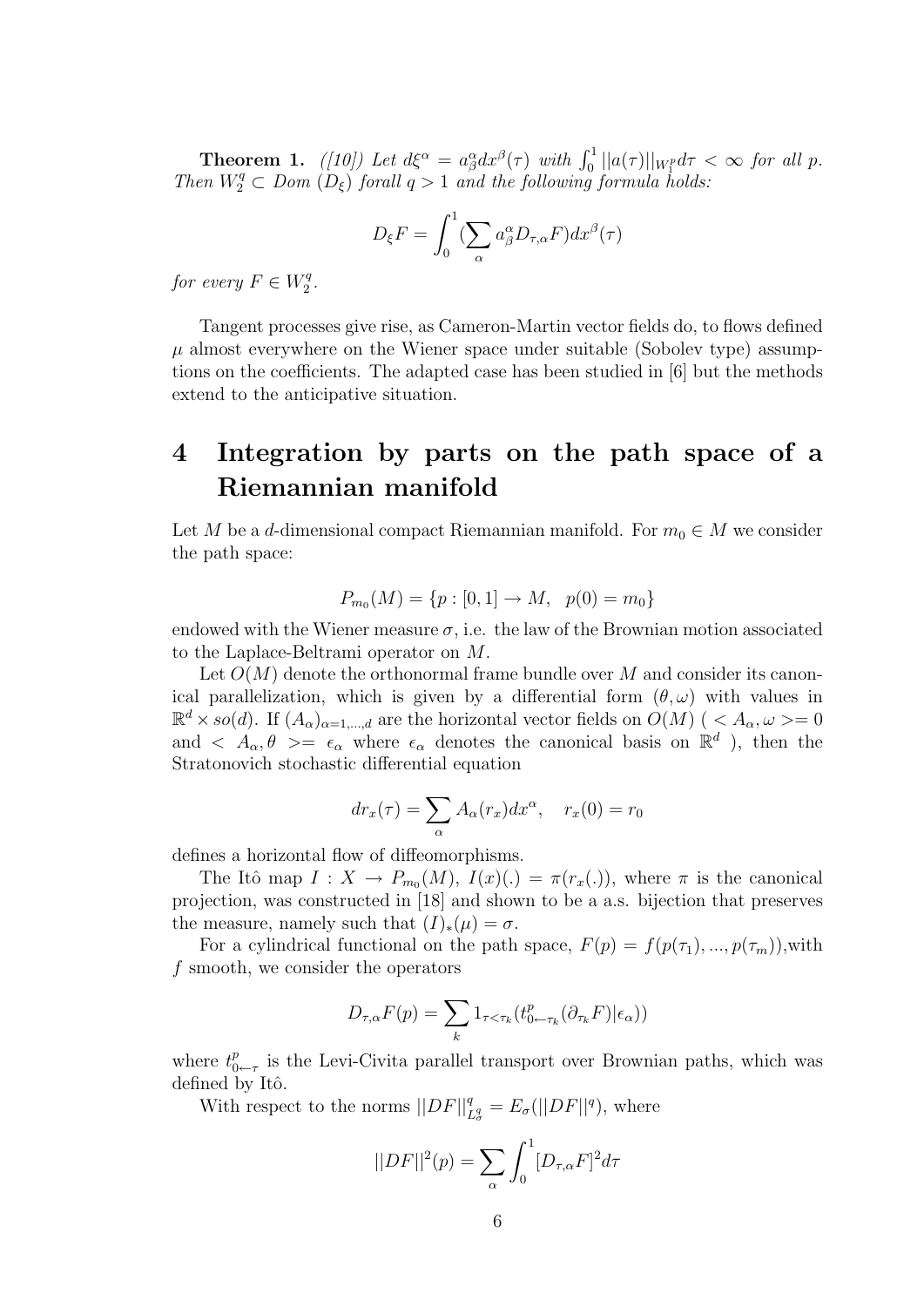**Theorem 1.** *([10]) Let $d\xi^\alpha = a^\alpha_\beta dx^\beta(\tau)$ with $\int_0^1 ||a(\tau)||_{W_1^p} d\tau < \infty$ for all $p$. Then $W_2^q \subset$ Dom $(D_\xi)$ forall $q > 1$ and the following formula holds:*

$$D_\xi F = \int_0^1 (\sum_\alpha a^\alpha_\beta D_{\tau,\alpha} F) dx^\beta(\tau)$$

*for every $F \in W_2^q$.*

Tangent processes give rise, as Cameron-Martin vector fields do, to flows defined $\mu$ almost everywhere on the Wiener space under suitable (Sobolev type) assumptions on the coefficients. The adapted case has been studied in [6] but the methods extend to the anticipative situation.

# 4 Integration by parts on the path space of a Riemannian manifold

Let $M$ be a $d$-dimensional compact Riemannian manifold. For $m_0 \in M$ we consider the path space:

$$P_{m_0}(M) = \{p : [0,1] \to M, \quad p(0) = m_0\}$$

endowed with the Wiener measure $\sigma$, i.e. the law of the Brownian motion associated to the Laplace-Beltrami operator on $M$.

Let $O(M)$ denote the orthonormal frame bundle over $M$ and consider its canonical parallelization, which is given by a differential form $(\theta, \omega)$ with values in $\mathbb{R}^d \times so(d)$. If $(A_\alpha)_{\alpha=1,...,d}$ are the horizontal vector fields on $O(M)$ ( $< A_\alpha, \omega >= 0$ and $< A_\alpha, \theta >= \epsilon_\alpha$ where $\epsilon_\alpha$ denotes the canonical basis on $\mathbb{R}^d$ ), then the Stratonovich stochastic differential equation

$$dr_x(\tau) = \sum_\alpha A_\alpha(r_x) dx^\alpha, \quad r_x(0) = r_0$$

defines a horizontal flow of diffeomorphisms.

The Itô map $I : X \to P_{m_0}(M)$, $I(x)(.) = \pi(r_x(.))$, where $\pi$ is the canonical projection, was constructed in [18] and shown to be a a.s. bijection that preserves the measure, namely such that $(I)_*(\mu) = \sigma$.

For a cylindrical functional on the path space, $F(p) = f(p(\tau_1), ..., p(\tau_m))$,with $f$ smooth, we consider the operators

$$D_{\tau,\alpha} F(p) = \sum_k 1_{\tau < \tau_k} (t^p_{0 \leftarrow \tau_k} (\partial_{\tau_k} F) | \epsilon_\alpha))$$

where $t^p_{0 \leftarrow \tau}$ is the Levi-Civita parallel transport over Brownian paths, which was defined by Itô.

With respect to the norms $||DF||^q_{L^q_\sigma} = E_\sigma(||DF||^q)$, where

$$||DF||^2(p) = \sum_\alpha \int_0^1 [D_{\tau,\alpha} F]^2 d\tau$$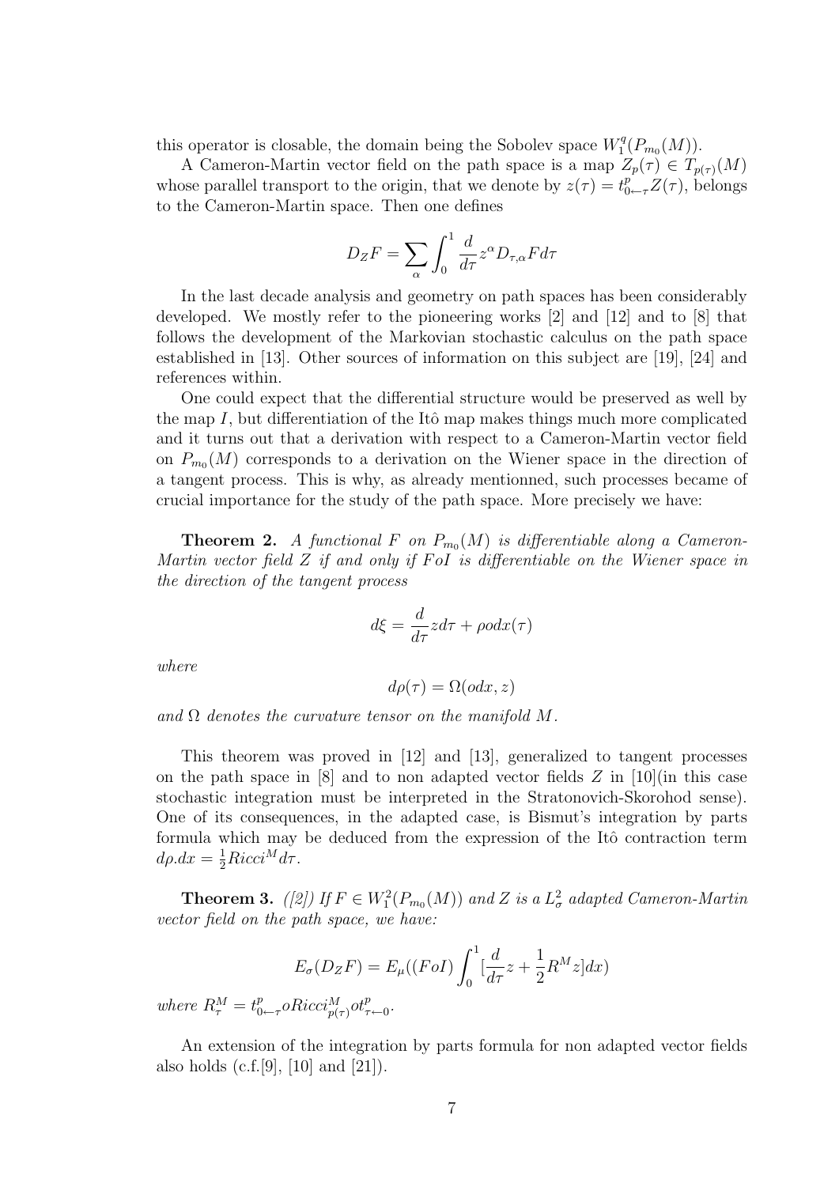this operator is closable, the domain being the Sobolev space $W_1^q(P_{m_0}(M))$.

A Cameron-Martin vector field on the path space is a map $Z_p(\tau) \in T_{p(\tau)}(M)$ whose parallel transport to the origin, that we denote by $z(\tau) = t^p_{0\leftarrow\tau} Z(\tau)$, belongs to the Cameron-Martin space. Then one defines

$$D_Z F = \sum_\alpha \int_0^1 \frac{d}{d\tau} z^\alpha D_{\tau,\alpha} F d\tau$$

In the last decade analysis and geometry on path spaces has been considerably developed. We mostly refer to the pioneering works [2] and [12] and to [8] that follows the development of the Markovian stochastic calculus on the path space established in [13]. Other sources of information on this subject are [19], [24] and references within.

One could expect that the differential structure would be preserved as well by the map $I$, but differentiation of the Itô map makes things much more complicated and it turns out that a derivation with respect to a Cameron-Martin vector field on $P_{m_0}(M)$ corresponds to a derivation on the Wiener space in the direction of a tangent process. This is why, as already mentionned, such processes became of crucial importance for the study of the path space. More precisely we have:

**Theorem 2.** *A functional $F$ on $P_{m_0}(M)$ is differentiable along a Cameron-Martin vector field $Z$ if and only if $FoI$ is differentiable on the Wiener space in the direction of the tangent process*

$$d\xi = \frac{d}{d\tau} z d\tau + \rho o dx(\tau)$$

*where*

$$d\rho(\tau) = \Omega(odx, z)$$

*and $\Omega$ denotes the curvature tensor on the manifold $M$.*

This theorem was proved in [12] and [13], generalized to tangent processes on the path space in [8] and to non adapted vector fields $Z$ in [10](in this case stochastic integration must be interpreted in the Stratonovich-Skorohod sense). One of its consequences, in the adapted case, is Bismut's integration by parts formula which may be deduced from the expression of the Itô contraction term $d\rho . dx = \frac{1}{2} Ricci^M d\tau$.

**Theorem 3.** *([2]) If $F \in W_1^2(P_{m_0}(M))$ and $Z$ is a $L^2_\sigma$ adapted Cameron-Martin vector field on the path space, we have:*

$$E_\sigma(D_Z F) = E_\mu((FoI) \int_0^1 [\frac{d}{d\tau} z + \frac{1}{2} R^M z] dx)$$

*where $R^M_\tau = t^p_{0\leftarrow\tau} o Ricci^M_{p(\tau)} o t^p_{\tau\leftarrow 0}$.*

An extension of the integration by parts formula for non adapted vector fields also holds (c.f.[9], [10] and [21]).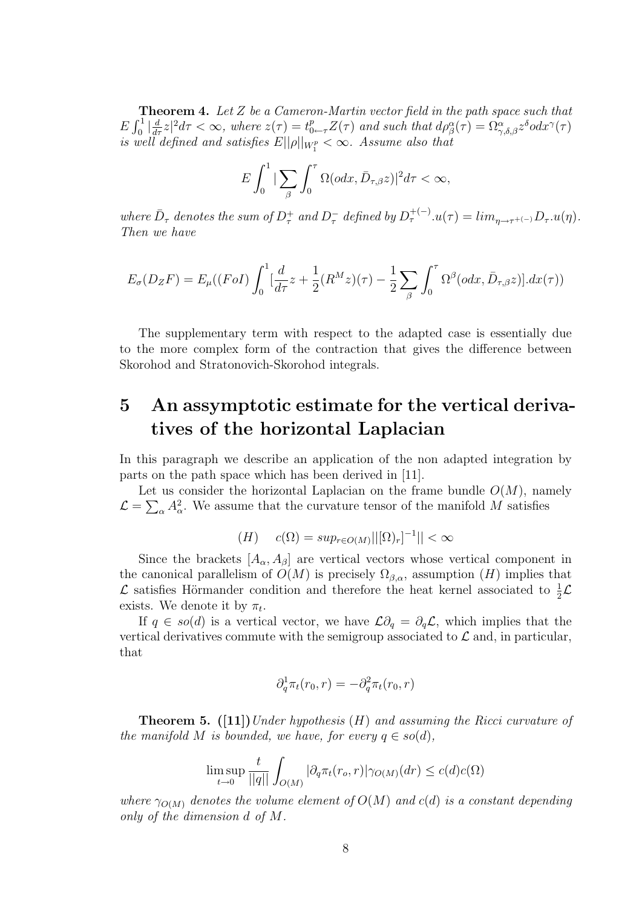**Theorem 4.** *Let $Z$ be a Cameron-Martin vector field in the path space such that $E\int_0^1 |\frac{d}{d\tau}z|^2 d\tau < \infty$, where $z(\tau) = t^p_{0\leftarrow\tau}Z(\tau)$ and such that $d\rho^\alpha_\beta(\tau) = \Omega^\alpha_{\gamma,\delta,\beta} z^\delta odx^\gamma(\tau)$ is well defined and satisfies $E||\rho||_{W_1^p} < \infty$. Assume also that*

$$E\int_0^1 |\sum_\beta \int_0^\tau \Omega(odx, \bar{D}_{\tau,\beta} z)|^2 d\tau < \infty,$$

*where $\bar{D}_\tau$ denotes the sum of $D^+_\tau$ and $D^-_\tau$ defined by $D^{+(-)}_\tau.u(\tau) = lim_{\eta\to\tau^{+(-)}} D_\tau.u(\eta)$. Then we have*

$$E_\sigma(D_Z F) = E_\mu((FoI)\int_0^1 [\frac{d}{d\tau}z + \frac{1}{2}(R^M z)(\tau) - \frac{1}{2}\sum_\beta \int_0^\tau \Omega^\beta(odx, \bar{D}_{\tau,\beta} z)].dx(\tau))$$

The supplementary term with respect to the adapted case is essentially due to the more complex form of the contraction that gives the difference between Skorohod and Stratonovich-Skorohod integrals.

# 5 An assymptotic estimate for the vertical derivatives of the horizontal Laplacian

In this paragraph we describe an application of the non adapted integration by parts on the path space which has been derived in [11].

Let us consider the horizontal Laplacian on the frame bundle $O(M)$, namely $\mathcal{L} = \sum_\alpha A^2_\alpha$. We assume that the curvature tensor of the manifold $M$ satisfies

$$(H) \quad c(\Omega) = sup_{r\in O(M)} ||[(\Omega)_r]^{-1}|| < \infty$$

Since the brackets $[A_\alpha, A_\beta]$ are vertical vectors whose vertical component in the canonical parallelism of $O(M)$ is precisely $\Omega_{\beta,\alpha}$, assumption $(H)$ implies that $\mathcal{L}$ satisfies Hörmander condition and therefore the heat kernel associated to $\frac{1}{2}\mathcal{L}$ exists. We denote it by $\pi_t$.

If $q \in so(d)$ is a vertical vector, we have $\mathcal{L}\partial_q = \partial_q \mathcal{L}$, which implies that the vertical derivatives commute with the semigroup associated to $\mathcal{L}$ and, in particular, that

$$\partial^1_q \pi_t(r_0, r) = -\partial^2_q \pi_t(r_0, r)$$

**Theorem 5. ([11])** *Under hypothesis $(H)$ and assuming the Ricci curvature of the manifold $M$ is bounded, we have, for every $q \in so(d)$,*

$$\limsup_{t\to 0} \frac{t}{||q||} \int_{O(M)} |\partial_q \pi_t(r_o, r)| \gamma_{O(M)}(dr) \leq c(d)c(\Omega)$$

*where $\gamma_{O(M)}$ denotes the volume element of $O(M)$ and $c(d)$ is a constant depending only of the dimension $d$ of $M$.*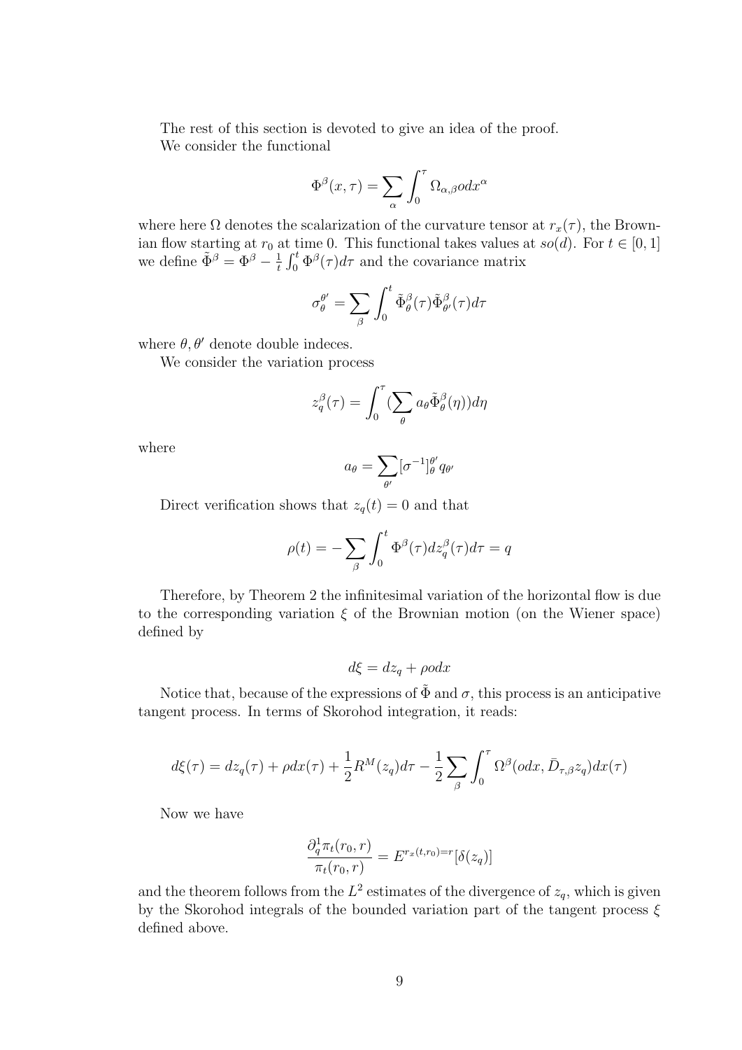The rest of this section is devoted to give an idea of the proof.

We consider the functional

$$\Phi^{\beta}(x,\tau) = \sum_{\alpha} \int_0^{\tau} \Omega_{\alpha,\beta} o dx^{\alpha}$$

where here $\Omega$ denotes the scalarization of the curvature tensor at $r_x(\tau)$, the Brownian flow starting at $r_0$ at time 0. This functional takes values at $so(d)$. For $t \in [0,1]$ we define $\tilde{\Phi}^{\beta} = \Phi^{\beta} - \frac{1}{t}\int_0^t \Phi^{\beta}(\tau) d\tau$ and the covariance matrix

$$\sigma_{\theta}^{\theta'} = \sum_{\beta} \int_0^t \tilde{\Phi}_{\theta}^{\beta}(\tau) \tilde{\Phi}_{\theta'}^{\beta}(\tau) d\tau$$

where $\theta, \theta'$ denote double indeces.

We consider the variation process

$$z_q^{\beta}(\tau) = \int_0^{\tau} (\sum_{\theta} a_{\theta} \tilde{\Phi}_{\theta}^{\beta}(\eta)) d\eta$$

where

$$a_{\theta} = \sum_{\theta'} [\sigma^{-1}]_{\theta}^{\theta'} q_{\theta'}$$

Direct verification shows that $z_q(t) = 0$ and that

$$\rho(t) = -\sum_{\beta} \int_0^t \Phi^{\beta}(\tau) d z_q^{\beta}(\tau) d\tau = q$$

Therefore, by Theorem 2 the infinitesimal variation of the horizontal flow is due to the corresponding variation $\xi$ of the Brownian motion (on the Wiener space) defined by

$$d\xi = dz_q + \rho o dx$$

Notice that, because of the expressions of $\tilde{\Phi}$ and $\sigma$, this process is an anticipative tangent process. In terms of Skorohod integration, it reads:

$$d\xi(\tau) = dz_q(\tau) + \rho dx(\tau) + \frac{1}{2} R^M(z_q) d\tau - \frac{1}{2} \sum_{\beta} \int_0^{\tau} \Omega^{\beta}(odx, \bar{D}_{\tau,\beta} z_q) dx(\tau)$$

Now we have

$$\frac{\partial_q^1 \pi_t(r_0, r)}{\pi_t(r_0, r)} = E^{r_x(t,r_0)=r}[\delta(z_q)]$$

and the theorem follows from the $L^2$ estimates of the divergence of $z_q$, which is given by the Skorohod integrals of the bounded variation part of the tangent process $\xi$ defined above.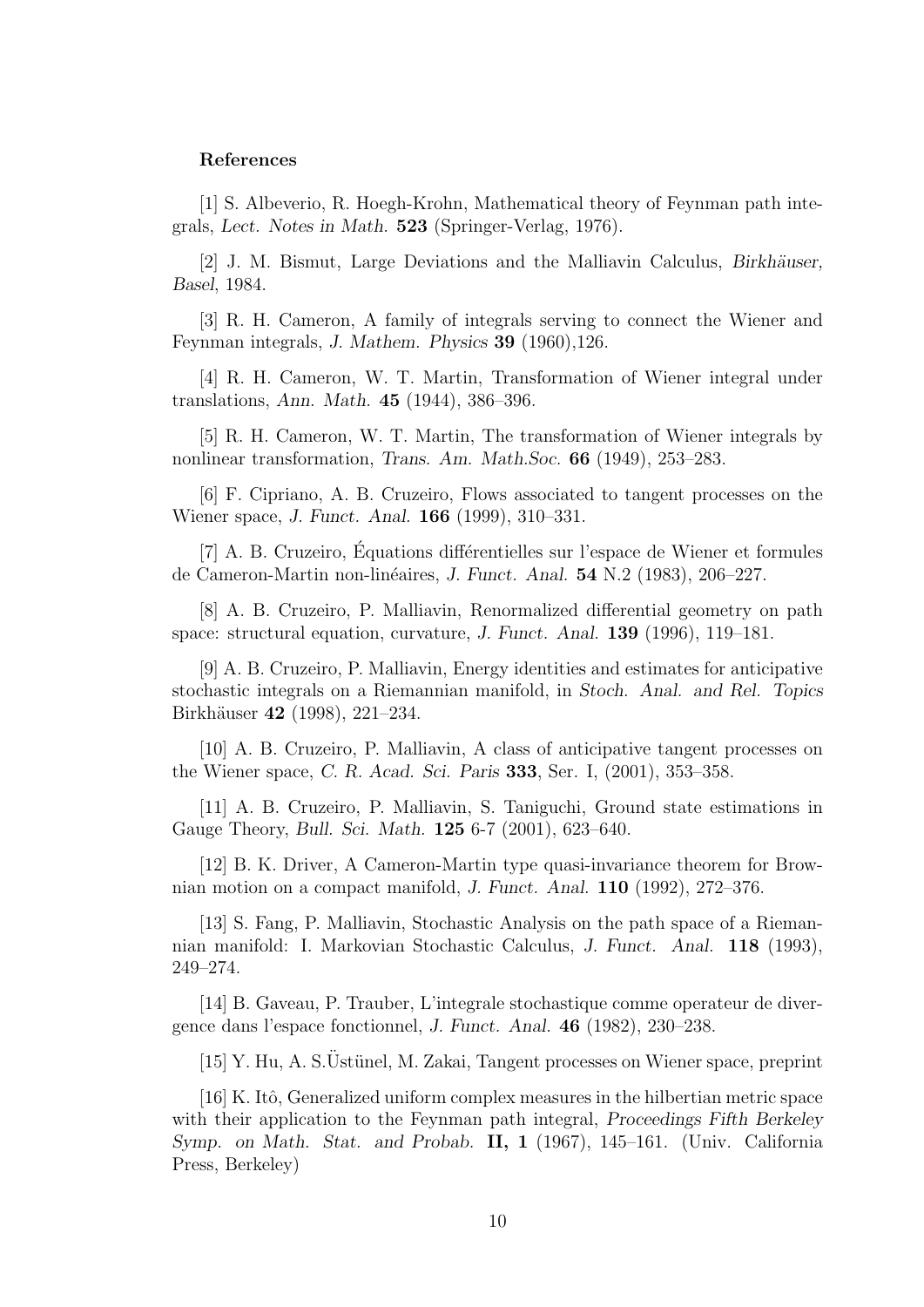**References**

[1] S. Albeverio, R. Hoegh-Krohn, Mathematical theory of Feynman path integrals, *Lect. Notes in Math.* **523** (Springer-Verlag, 1976).

[2] J. M. Bismut, Large Deviations and the Malliavin Calculus, *Birkhäuser, Basel*, 1984.

[3] R. H. Cameron, A family of integrals serving to connect the Wiener and Feynman integrals, *J. Mathem. Physics* **39** (1960),126.

[4] R. H. Cameron, W. T. Martin, Transformation of Wiener integral under translations, *Ann. Math.* **45** (1944), 386–396.

[5] R. H. Cameron, W. T. Martin, The transformation of Wiener integrals by nonlinear transformation, *Trans. Am. Math.Soc.* **66** (1949), 253–283.

[6] F. Cipriano, A. B. Cruzeiro, Flows associated to tangent processes on the Wiener space, *J. Funct. Anal.* **166** (1999), 310–331.

[7] A. B. Cruzeiro, Équations différentielles sur l'espace de Wiener et formules de Cameron-Martin non-linéaires, *J. Funct. Anal.* **54** N.2 (1983), 206–227.

[8] A. B. Cruzeiro, P. Malliavin, Renormalized differential geometry on path space: structural equation, curvature, *J. Funct. Anal.* **139** (1996), 119–181.

[9] A. B. Cruzeiro, P. Malliavin, Energy identities and estimates for anticipative stochastic integrals on a Riemannian manifold, in *Stoch. Anal. and Rel. Topics* Birkhäuser **42** (1998), 221–234.

[10] A. B. Cruzeiro, P. Malliavin, A class of anticipative tangent processes on the Wiener space, *C. R. Acad. Sci. Paris* **333**, Ser. I, (2001), 353–358.

[11] A. B. Cruzeiro, P. Malliavin, S. Taniguchi, Ground state estimations in Gauge Theory, *Bull. Sci. Math.* **125** 6-7 (2001), 623–640.

[12] B. K. Driver, A Cameron-Martin type quasi-invariance theorem for Brownian motion on a compact manifold, *J. Funct. Anal.* **110** (1992), 272–376.

[13] S. Fang, P. Malliavin, Stochastic Analysis on the path space of a Riemannian manifold: I. Markovian Stochastic Calculus, *J. Funct. Anal.* **118** (1993), 249–274.

[14] B. Gaveau, P. Trauber, L'integrale stochastique comme operateur de divergence dans l'espace fonctionnel, *J. Funct. Anal.* **46** (1982), 230–238.

[15] Y. Hu, A. S.Üstünel, M. Zakai, Tangent processes on Wiener space, preprint

[16] K. Itô, Generalized uniform complex measures in the hilbertian metric space with their application to the Feynman path integral, *Proceedings Fifth Berkeley Symp. on Math. Stat. and Probab.* **II, 1** (1967), 145–161. (Univ. California Press, Berkeley)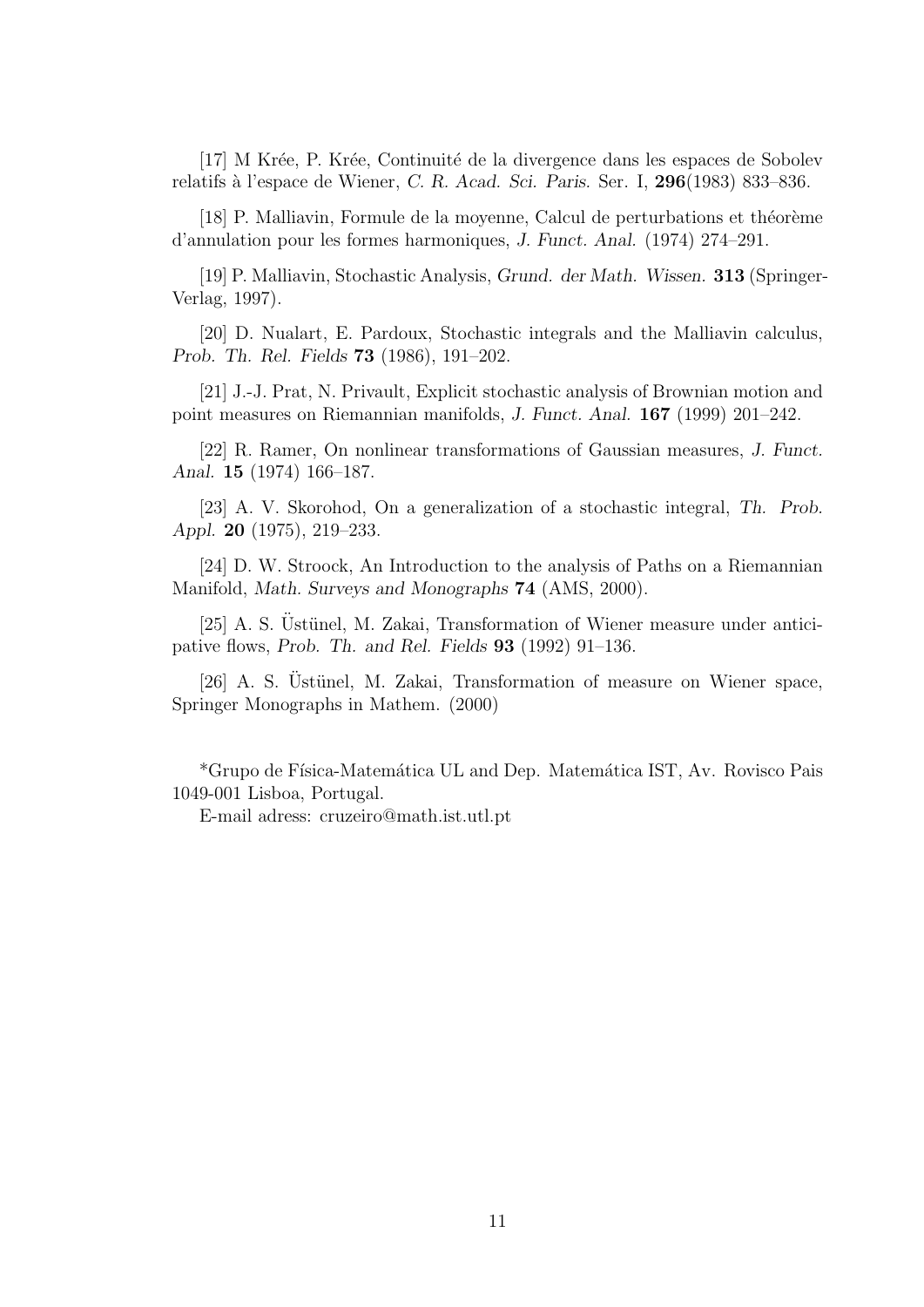[17] M Krée, P. Krée, Continuité de la divergence dans les espaces de Sobolev relatifs à l'espace de Wiener, *C. R. Acad. Sci. Paris.* Ser. I, **296**(1983) 833–836.

[18] P. Malliavin, Formule de la moyenne, Calcul de perturbations et théorème d'annulation pour les formes harmoniques, *J. Funct. Anal.* (1974) 274–291.

[19] P. Malliavin, Stochastic Analysis, *Grund. der Math. Wissen.* **313** (Springer-Verlag, 1997).

[20] D. Nualart, E. Pardoux, Stochastic integrals and the Malliavin calculus, *Prob. Th. Rel. Fields* **73** (1986), 191–202.

[21] J.-J. Prat, N. Privault, Explicit stochastic analysis of Brownian motion and point measures on Riemannian manifolds, *J. Funct. Anal.* **167** (1999) 201–242.

[22] R. Ramer, On nonlinear transformations of Gaussian measures, *J. Funct. Anal.* **15** (1974) 166–187.

[23] A. V. Skorohod, On a generalization of a stochastic integral, *Th. Prob. Appl.* **20** (1975), 219–233.

[24] D. W. Stroock, An Introduction to the analysis of Paths on a Riemannian Manifold, *Math. Surveys and Monographs* **74** (AMS, 2000).

[25] A. S. Üstünel, M. Zakai, Transformation of Wiener measure under anticipative flows, *Prob. Th. and Rel. Fields* **93** (1992) 91–136.

[26] A. S. Üstünel, M. Zakai, Transformation of measure on Wiener space, Springer Monographs in Mathem. (2000)

*Grupo de Física-Matemática UL and Dep. Matemática IST, Av. Rovisco Pais 1049-001 Lisboa, Portugal.

E-mail adress: cruzeiro@math.ist.utl.pt